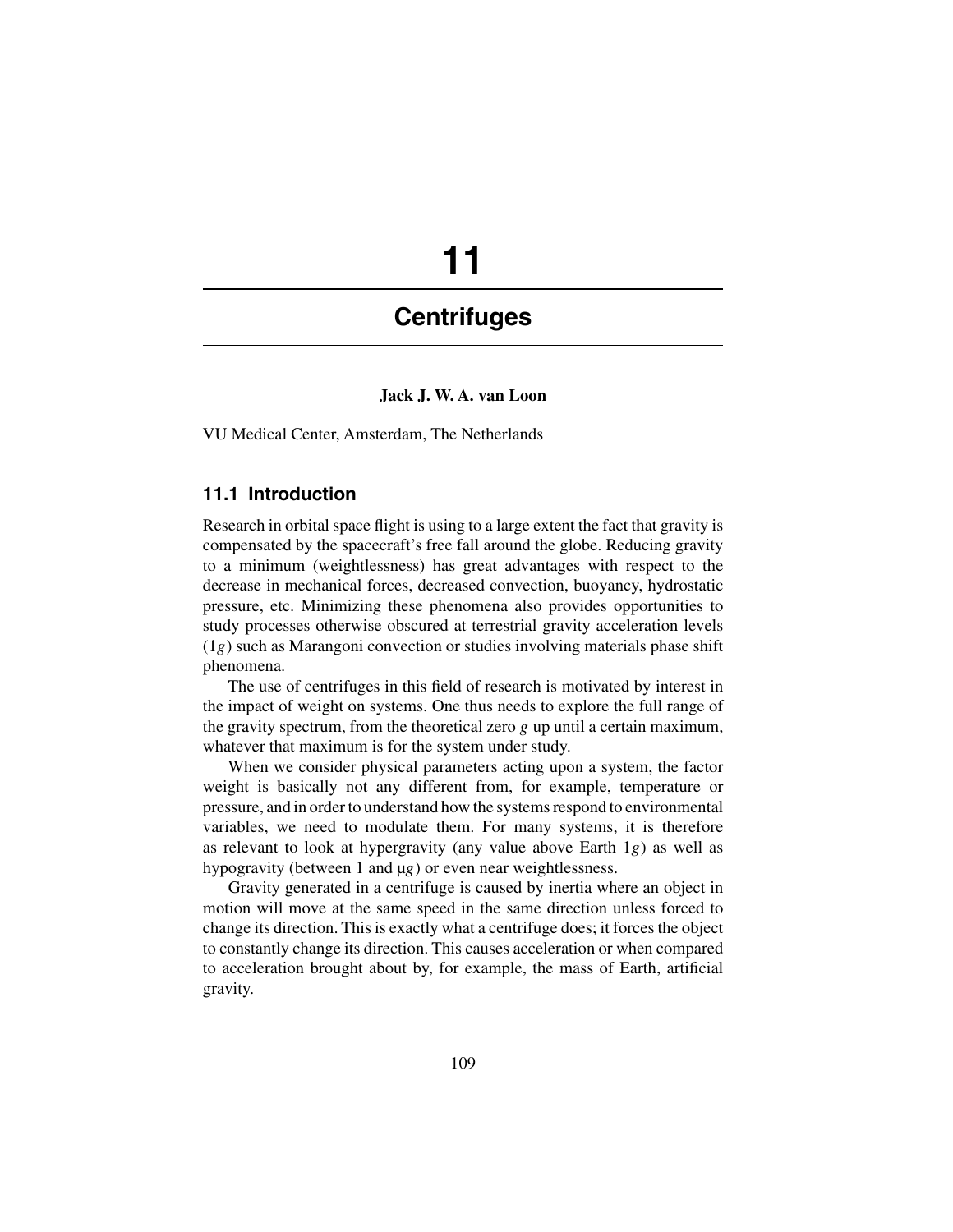# 11

# Centrifuges

**Jack J. W. A. van Loon**

VU Medical Center, Amsterdam, The Netherlands

## 11.1 Introduction

Research in orbital space flight is using to a large extent the fact that gravity is compensated by the spacecraft's free fall around the globe. Reducing gravity to a minimum (weightlessness) has great advantages with respect to the decrease in mechanical forces, decreased convection, buoyancy, hydrostatic pressure, etc. Minimizing these phenomena also provides opportunities to study processes otherwise obscured at terrestrial gravity acceleration levels ($1g$) such as Marangoni convection or studies involving materials phase shift phenomena.

The use of centrifuges in this field of research is motivated by interest in the impact of weight on systems. One thus needs to explore the full range of the gravity spectrum, from the theoretical zero $g$ up until a certain maximum, whatever that maximum is for the system under study.

When we consider physical parameters acting upon a system, the factor weight is basically not any different from, for example, temperature or pressure, and in order to understand how the systems respond to environmental variables, we need to modulate them. For many systems, it is therefore as relevant to look at hypergravity (any value above Earth $1g$) as well as hypogravity (between 1 and $\mu g$) or even near weightlessness.

Gravity generated in a centrifuge is caused by inertia where an object in motion will move at the same speed in the same direction unless forced to change its direction. This is exactly what a centrifuge does; it forces the object to constantly change its direction. This causes acceleration or when compared to acceleration brought about by, for example, the mass of Earth, artificial gravity.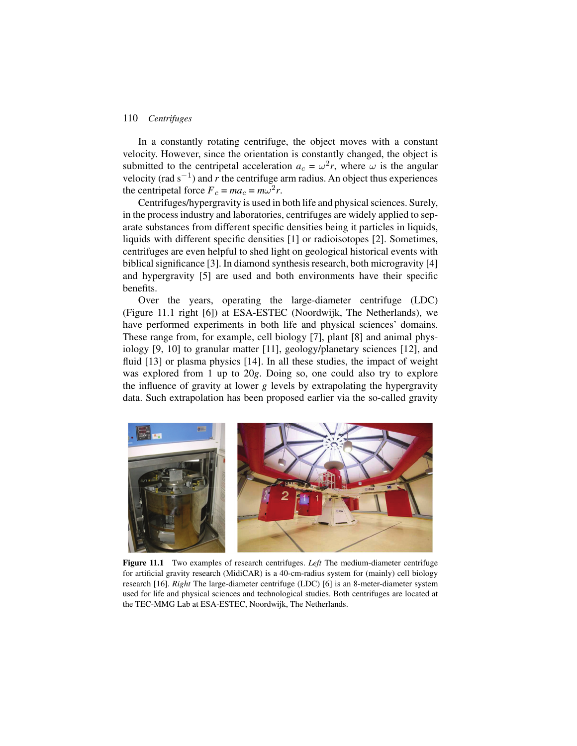In a constantly rotating centrifuge, the object moves with a constant velocity. However, since the orientation is constantly changed, the object is submitted to the centripetal acceleration $a_c = \omega^2 r$, where $\omega$ is the angular velocity (rad $s^{-1}$) and $r$ the centrifuge arm radius. An object thus experiences the centripetal force $F_c = ma_c = m\omega^2 r$.

Centrifuges/hypergravity is used in both life and physical sciences. Surely, in the process industry and laboratories, centrifuges are widely applied to separate substances from different specific densities being it particles in liquids, liquids with different specific densities [1] or radioisotopes [2]. Sometimes, centrifuges are even helpful to shed light on geological historical events with biblical significance [3]. In diamond synthesis research, both microgravity [4] and hypergravity [5] are used and both environments have their specific benefits.

Over the years, operating the large-diameter centrifuge (LDC) (Figure 11.1 right [6]) at ESA-ESTEC (Noordwijk, The Netherlands), we have performed experiments in both life and physical sciences' domains. These range from, for example, cell biology [7], plant [8] and animal physiology [9, 10] to granular matter [11], geology/planetary sciences [12], and fluid [13] or plasma physics [14]. In all these studies, the impact of weight was explored from 1 up to 20$g$. Doing so, one could also try to explore the influence of gravity at lower $g$ levels by extrapolating the hypergravity data. Such extrapolation has been proposed earlier via the so-called gravity

**Figure 11.1** Two examples of research centrifuges. *Left* The medium-diameter centrifuge for artificial gravity research (MidiCAR) is a 40-cm-radius system for (mainly) cell biology research [16]. *Right* The large-diameter centrifuge (LDC) [6] is an 8-meter-diameter system used for life and physical sciences and technological studies. Both centrifuges are located at the TEC-MMG Lab at ESA-ESTEC, Noordwijk, The Netherlands.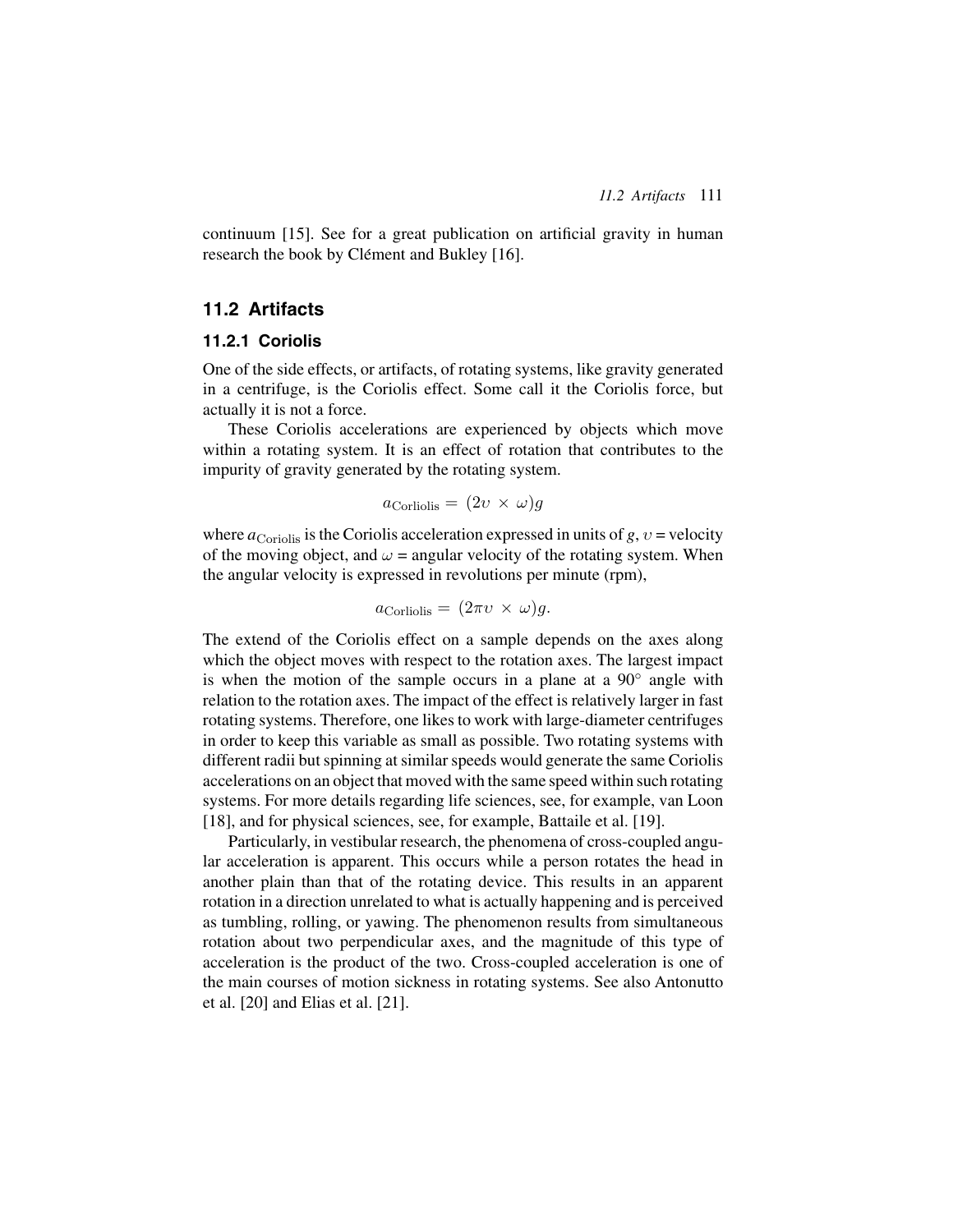continuum [15]. See for a great publication on artificial gravity in human research the book by Clément and Bukley [16].

## 11.2 Artifacts

### 11.2.1 Coriolis

One of the side effects, or artifacts, of rotating systems, like gravity generated in a centrifuge, is the Coriolis effect. Some call it the Coriolis force, but actually it is not a force.

These Coriolis accelerations are experienced by objects which move within a rotating system. It is an effect of rotation that contributes to the impurity of gravity generated by the rotating system.

$$a_{\text{Corliolis}} = (2\upsilon \times \omega)g$$

where $a_{\text{Coriolis}}$ is the Coriolis acceleration expressed in units of $g$, $\upsilon$ = velocity of the moving object, and $\omega$ = angular velocity of the rotating system. When the angular velocity is expressed in revolutions per minute (rpm),

$$a_{\text{Corliolis}} = (2\pi\upsilon \times \omega)g.$$

The extend of the Coriolis effect on a sample depends on the axes along which the object moves with respect to the rotation axes. The largest impact is when the motion of the sample occurs in a plane at a $90^{\circ}$ angle with relation to the rotation axes. The impact of the effect is relatively larger in fast rotating systems. Therefore, one likes to work with large-diameter centrifuges in order to keep this variable as small as possible. Two rotating systems with different radii but spinning at similar speeds would generate the same Coriolis accelerations on an object that moved with the same speed within such rotating systems. For more details regarding life sciences, see, for example, van Loon [18], and for physical sciences, see, for example, Battaile et al. [19].

Particularly, in vestibular research, the phenomena of cross-coupled angular acceleration is apparent. This occurs while a person rotates the head in another plain than that of the rotating device. This results in an apparent rotation in a direction unrelated to what is actually happening and is perceived as tumbling, rolling, or yawing. The phenomenon results from simultaneous rotation about two perpendicular axes, and the magnitude of this type of acceleration is the product of the two. Cross-coupled acceleration is one of the main courses of motion sickness in rotating systems. See also Antonutto et al. [20] and Elias et al. [21].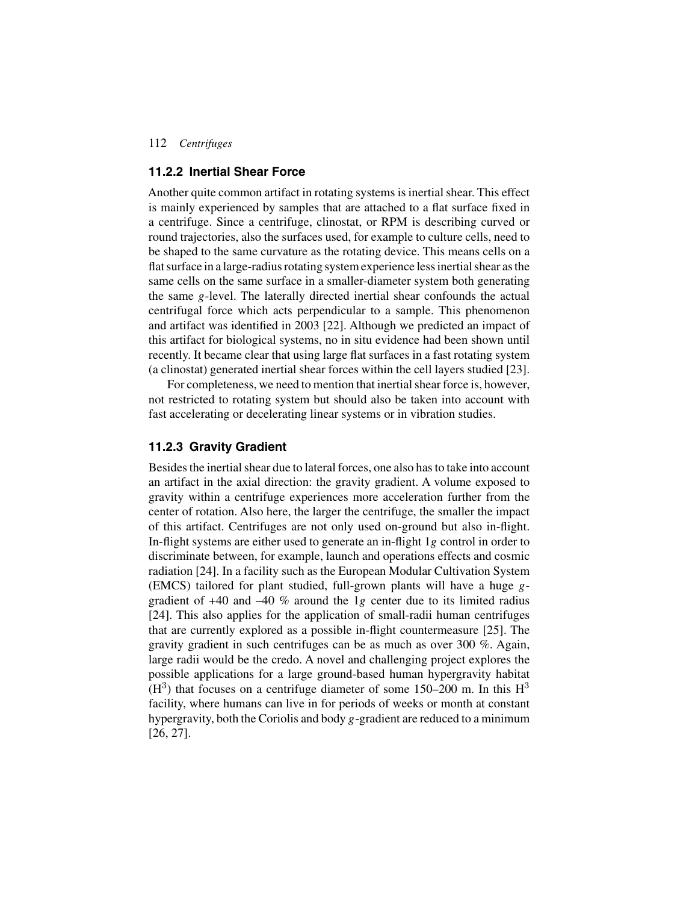### 11.2.2 Inertial Shear Force

Another quite common artifact in rotating systems is inertial shear. This effect is mainly experienced by samples that are attached to a flat surface fixed in a centrifuge. Since a centrifuge, clinostat, or RPM is describing curved or round trajectories, also the surfaces used, for example to culture cells, need to be shaped to the same curvature as the rotating device. This means cells on a flat surface in a large-radius rotating system experience less inertial shear as the same cells on the same surface in a smaller-diameter system both generating the same $g$-level. The laterally directed inertial shear confounds the actual centrifugal force which acts perpendicular to a sample. This phenomenon and artifact was identified in 2003 [22]. Although we predicted an impact of this artifact for biological systems, no in situ evidence had been shown until recently. It became clear that using large flat surfaces in a fast rotating system (a clinostat) generated inertial shear forces within the cell layers studied [23].

For completeness, we need to mention that inertial shear force is, however, not restricted to rotating system but should also be taken into account with fast accelerating or decelerating linear systems or in vibration studies.

### 11.2.3 Gravity Gradient

Besides the inertial shear due to lateral forces, one also has to take into account an artifact in the axial direction: the gravity gradient. A volume exposed to gravity within a centrifuge experiences more acceleration further from the center of rotation. Also here, the larger the centrifuge, the smaller the impact of this artifact. Centrifuges are not only used on-ground but also in-flight. In-flight systems are either used to generate an in-flight 1$g$ control in order to discriminate between, for example, launch and operations effects and cosmic radiation [24]. In a facility such as the European Modular Cultivation System (EMCS) tailored for plant studied, full-grown plants will have a huge $g$-gradient of +40 and –40 % around the 1$g$ center due to its limited radius [24]. This also applies for the application of small-radii human centrifuges that are currently explored as a possible in-flight countermeasure [25]. The gravity gradient in such centrifuges can be as much as over 300 %. Again, large radii would be the credo. A novel and challenging project explores the possible applications for a large ground-based human hypergravity habitat ($H^3$) that focuses on a centrifuge diameter of some 150–200 m. In this $H^3$ facility, where humans can live in for periods of weeks or month at constant hypergravity, both the Coriolis and body $g$-gradient are reduced to a minimum [26, 27].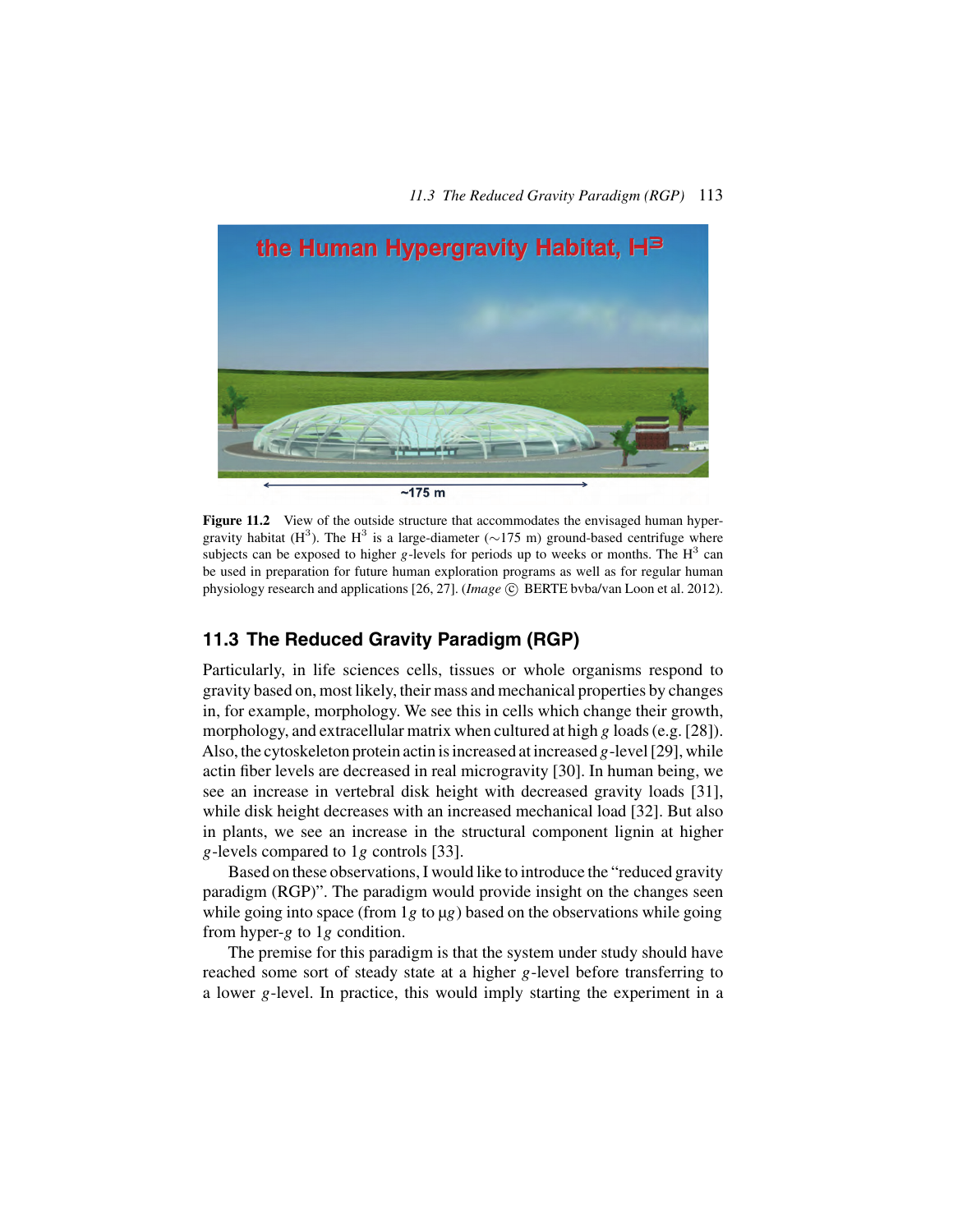**Figure 11.2** View of the outside structure that accommodates the envisaged human hypergravity habitat ($H^3$). The $H^3$ is a large-diameter (~175 m) ground-based centrifuge where subjects can be exposed to higher $g$-levels for periods up to weeks or months. The $H^3$ can be used in preparation for future human exploration programs as well as for regular human physiology research and applications [26, 27]. (*Image* © BERTE bvba/van Loon et al. 2012).

## 11.3 The Reduced Gravity Paradigm (RGP)

Particularly, in life sciences cells, tissues or whole organisms respond to gravity based on, most likely, their mass and mechanical properties by changes in, for example, morphology. We see this in cells which change their growth, morphology, and extracellular matrix when cultured at high $g$ loads (e.g. [28]). Also, the cytoskeleton protein actin is increased at increased $g$-level [29], while actin fiber levels are decreased in real microgravity [30]. In human being, we see an increase in vertebral disk height with decreased gravity loads [31], while disk height decreases with an increased mechanical load [32]. But also in plants, we see an increase in the structural component lignin at higher $g$-levels compared to $1g$ controls [33].

Based on these observations, I would like to introduce the "reduced gravity paradigm (RGP)". The paradigm would provide insight on the changes seen while going into space (from $1g$ to $\mu g$) based on the observations while going from hyper-$g$ to $1g$ condition.

The premise for this paradigm is that the system under study should have reached some sort of steady state at a higher $g$-level before transferring to a lower $g$-level. In practice, this would imply starting the experiment in a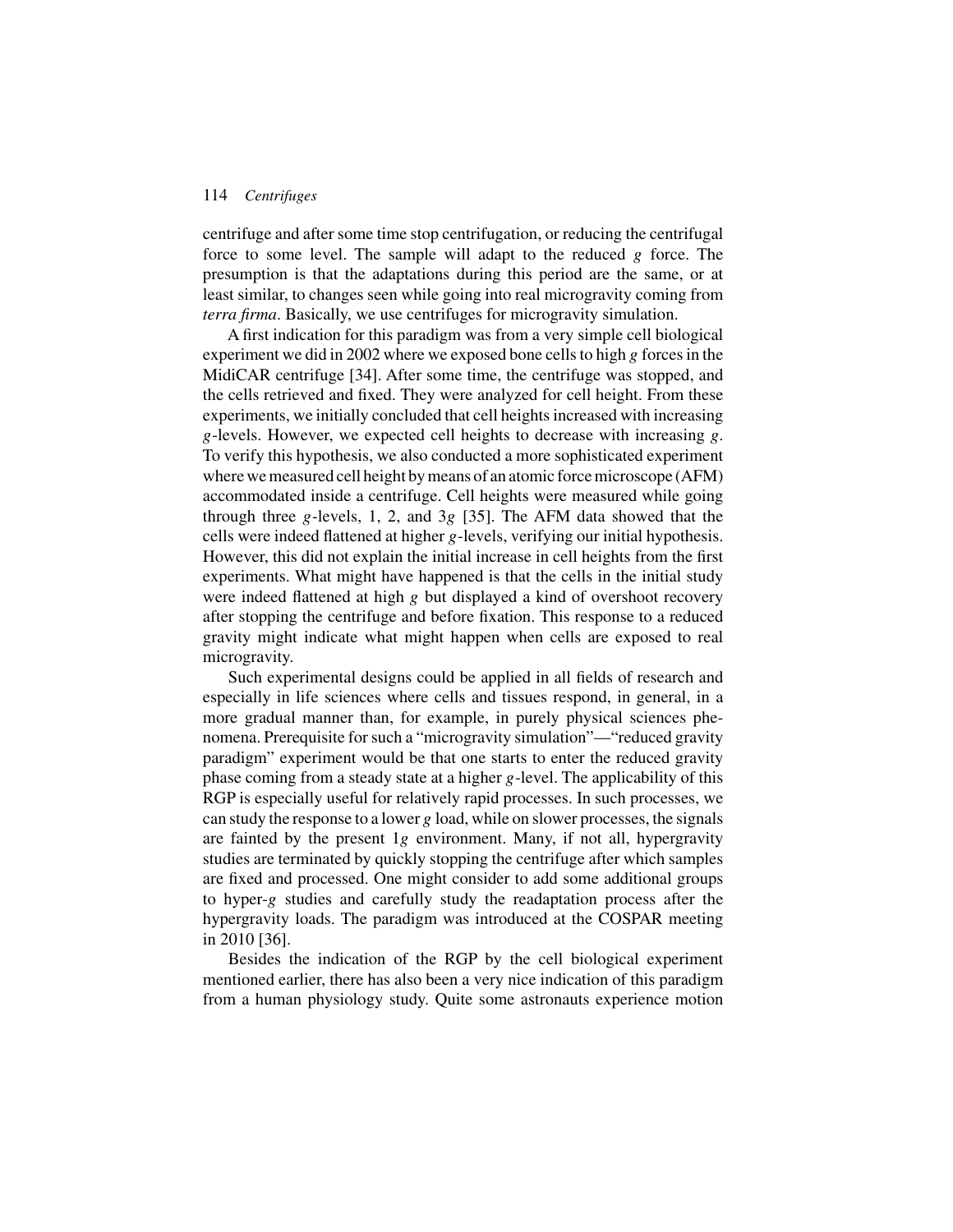centrifuge and after some time stop centrifugation, or reducing the centrifugal force to some level. The sample will adapt to the reduced $g$ force. The presumption is that the adaptations during this period are the same, or at least similar, to changes seen while going into real microgravity coming from *terra firma*. Basically, we use centrifuges for microgravity simulation.

A first indication for this paradigm was from a very simple cell biological experiment we did in 2002 where we exposed bone cells to high $g$ forces in the MidiCAR centrifuge [34]. After some time, the centrifuge was stopped, and the cells retrieved and fixed. They were analyzed for cell height. From these experiments, we initially concluded that cell heights increased with increasing $g$-levels. However, we expected cell heights to decrease with increasing $g$. To verify this hypothesis, we also conducted a more sophisticated experiment where we measured cell height by means of an atomic force microscope (AFM) accommodated inside a centrifuge. Cell heights were measured while going through three $g$-levels, 1, 2, and $3g$ [35]. The AFM data showed that the cells were indeed flattened at higher $g$-levels, verifying our initial hypothesis. However, this did not explain the initial increase in cell heights from the first experiments. What might have happened is that the cells in the initial study were indeed flattened at high $g$ but displayed a kind of overshoot recovery after stopping the centrifuge and before fixation. This response to a reduced gravity might indicate what might happen when cells are exposed to real microgravity.

Such experimental designs could be applied in all fields of research and especially in life sciences where cells and tissues respond, in general, in a more gradual manner than, for example, in purely physical sciences phenomena. Prerequisite for such a "microgravity simulation"—"reduced gravity paradigm" experiment would be that one starts to enter the reduced gravity phase coming from a steady state at a higher $g$-level. The applicability of this RGP is especially useful for relatively rapid processes. In such processes, we can study the response to a lower $g$ load, while on slower processes, the signals are fainted by the present $1g$ environment. Many, if not all, hypergravity studies are terminated by quickly stopping the centrifuge after which samples are fixed and processed. One might consider to add some additional groups to hyper-$g$ studies and carefully study the readaptation process after the hypergravity loads. The paradigm was introduced at the COSPAR meeting in 2010 [36].

Besides the indication of the RGP by the cell biological experiment mentioned earlier, there has also been a very nice indication of this paradigm from a human physiology study. Quite some astronauts experience motion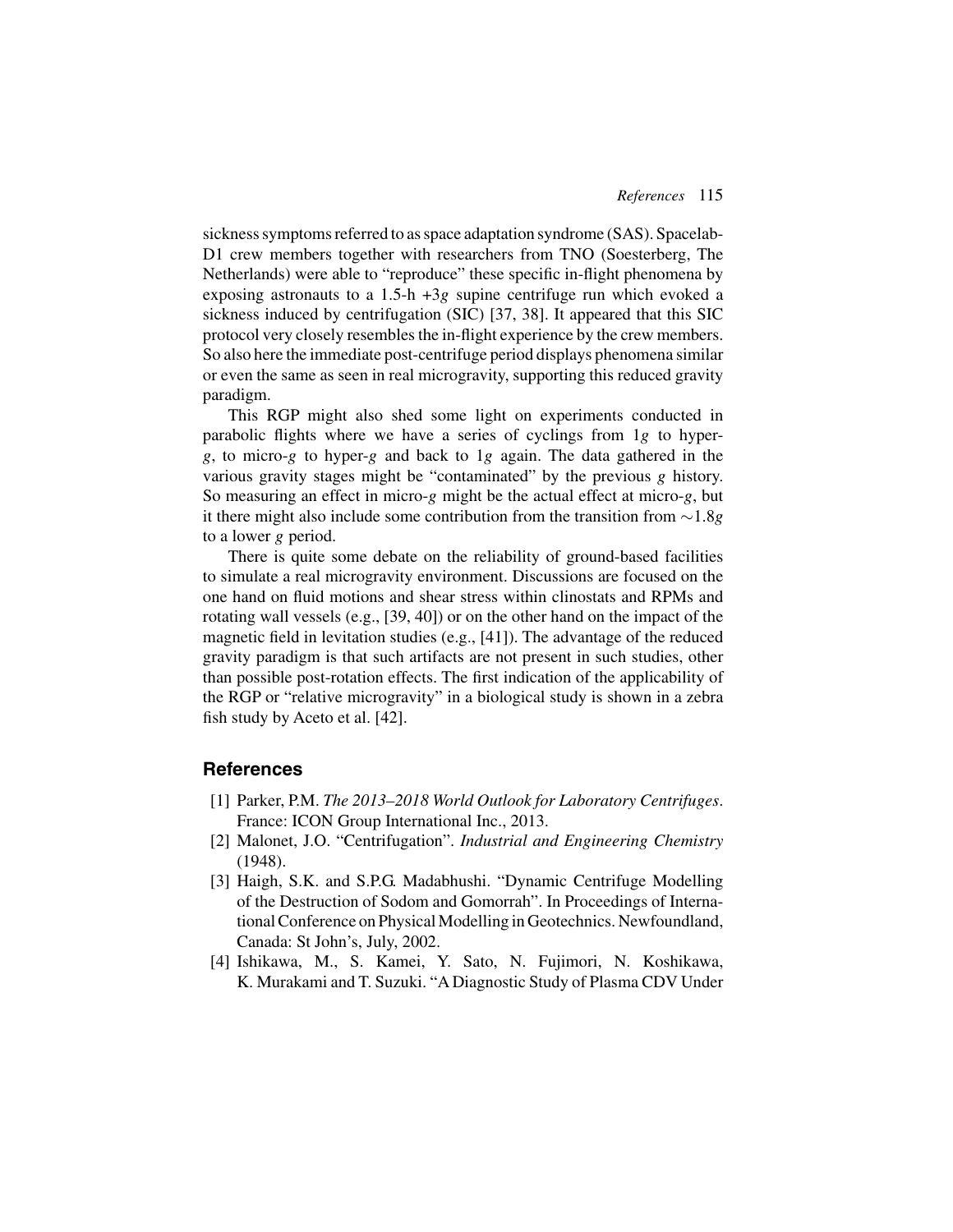sickness symptoms referred to as space adaptation syndrome (SAS). Spacelab-D1 crew members together with researchers from TNO (Soesterberg, The Netherlands) were able to "reproduce" these specific in-flight phenomena by exposing astronauts to a 1.5-h $+3g$ supine centrifuge run which evoked a sickness induced by centrifugation (SIC) [37, 38]. It appeared that this SIC protocol very closely resembles the in-flight experience by the crew members. So also here the immediate post-centrifuge period displays phenomena similar or even the same as seen in real microgravity, supporting this reduced gravity paradigm.

This RGP might also shed some light on experiments conducted in parabolic flights where we have a series of cyclings from $1g$ to hyper-$g$, to micro-$g$ to hyper-$g$ and back to $1g$ again. The data gathered in the various gravity stages might be "contaminated" by the previous $g$ history. So measuring an effect in micro-$g$ might be the actual effect at micro-$g$, but it there might also include some contribution from the transition from $\sim 1.8g$ to a lower $g$ period.

There is quite some debate on the reliability of ground-based facilities to simulate a real microgravity environment. Discussions are focused on the one hand on fluid motions and shear stress within clinostats and RPMs and rotating wall vessels (e.g., [39, 40]) or on the other hand on the impact of the magnetic field in levitation studies (e.g., [41]). The advantage of the reduced gravity paradigm is that such artifacts are not present in such studies, other than possible post-rotation effects. The first indication of the applicability of the RGP or "relative microgravity" in a biological study is shown in a zebra fish study by Aceto et al. [42].

## References

[1] Parker, P.M. *The 2013–2018 World Outlook for Laboratory Centrifuges*. France: ICON Group International Inc., 2013.

[2] Malonet, J.O. "Centrifugation". *Industrial and Engineering Chemistry* (1948).

[3] Haigh, S.K. and S.P.G. Madabhushi. "Dynamic Centrifuge Modelling of the Destruction of Sodom and Gomorrah". In Proceedings of International Conference on Physical Modelling in Geotechnics. Newfoundland, Canada: St John's, July, 2002.

[4] Ishikawa, M., S. Kamei, Y. Sato, N. Fujimori, N. Koshikawa, K. Murakami and T. Suzuki. "A Diagnostic Study of Plasma CDV Under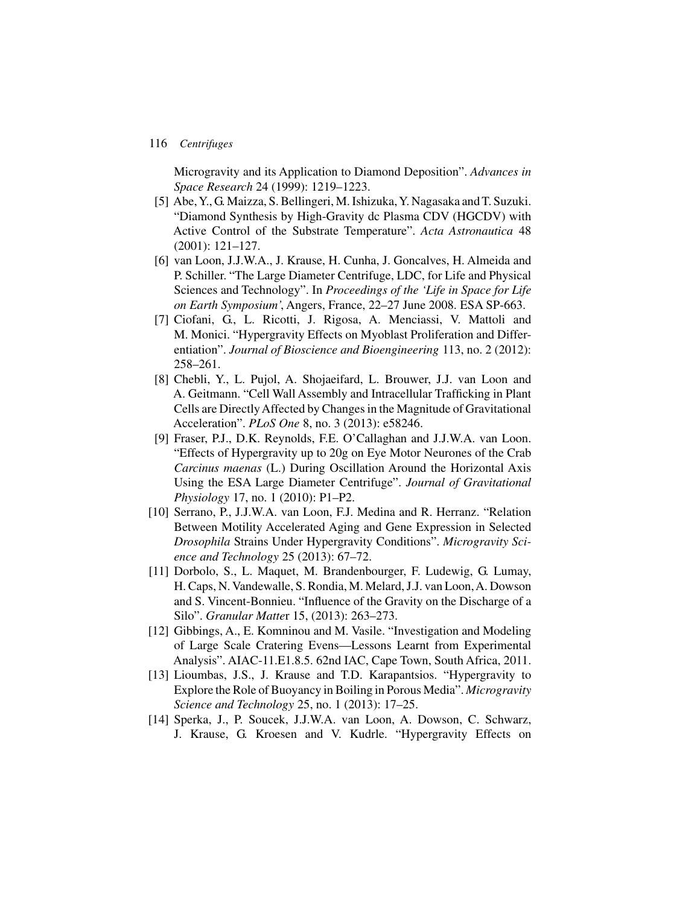Microgravity and its Application to Diamond Deposition". *Advances in Space Research* 24 (1999): 1219–1223.

[5] Abe, Y., G. Maizza, S. Bellingeri, M. Ishizuka, Y. Nagasaka and T. Suzuki. "Diamond Synthesis by High-Gravity dc Plasma CDV (HGCDV) with Active Control of the Substrate Temperature". *Acta Astronautica* 48 (2001): 121–127.

[6] van Loon, J.J.W.A., J. Krause, H. Cunha, J. Goncalves, H. Almeida and P. Schiller. "The Large Diameter Centrifuge, LDC, for Life and Physical Sciences and Technology". In *Proceedings of the 'Life in Space for Life on Earth Symposium'*, Angers, France, 22–27 June 2008. ESA SP-663.

[7] Ciofani, G., L. Ricotti, J. Rigosa, A. Menciassi, V. Mattoli and M. Monici. "Hypergravity Effects on Myoblast Proliferation and Differentiation". *Journal of Bioscience and Bioengineering* 113, no. 2 (2012): 258–261.

[8] Chebli, Y., L. Pujol, A. Shojaeifard, L. Brouwer, J.J. van Loon and A. Geitmann. "Cell Wall Assembly and Intracellular Trafficking in Plant Cells are Directly Affected by Changes in the Magnitude of Gravitational Acceleration". *PLoS One* 8, no. 3 (2013): e58246.

[9] Fraser, P.J., D.K. Reynolds, F.E. O'Callaghan and J.J.W.A. van Loon. "Effects of Hypergravity up to 20g on Eye Motor Neurones of the Crab *Carcinus maenas* (L.) During Oscillation Around the Horizontal Axis Using the ESA Large Diameter Centrifuge". *Journal of Gravitational Physiology* 17, no. 1 (2010): P1–P2.

[10] Serrano, P., J.J.W.A. van Loon, F.J. Medina and R. Herranz. "Relation Between Motility Accelerated Aging and Gene Expression in Selected *Drosophila* Strains Under Hypergravity Conditions". *Microgravity Science and Technology* 25 (2013): 67–72.

[11] Dorbolo, S., L. Maquet, M. Brandenbourger, F. Ludewig, G. Lumay, H. Caps, N. Vandewalle, S. Rondia, M. Melard, J.J. van Loon, A. Dowson and S. Vincent-Bonnieu. "Influence of the Gravity on the Discharge of a Silo". *Granular Matter* 15, (2013): 263–273.

[12] Gibbings, A., E. Komninou and M. Vasile. "Investigation and Modeling of Large Scale Cratering Evens—Lessons Learnt from Experimental Analysis". AIAC-11.E1.8.5. 62nd IAC, Cape Town, South Africa, 2011.

[13] Lioumbas, J.S., J. Krause and T.D. Karapantsios. "Hypergravity to Explore the Role of Buoyancy in Boiling in Porous Media". *Microgravity Science and Technology* 25, no. 1 (2013): 17–25.

[14] Sperka, J., P. Soucek, J.J.W.A. van Loon, A. Dowson, C. Schwarz, J. Krause, G. Kroesen and V. Kudrle. "Hypergravity Effects on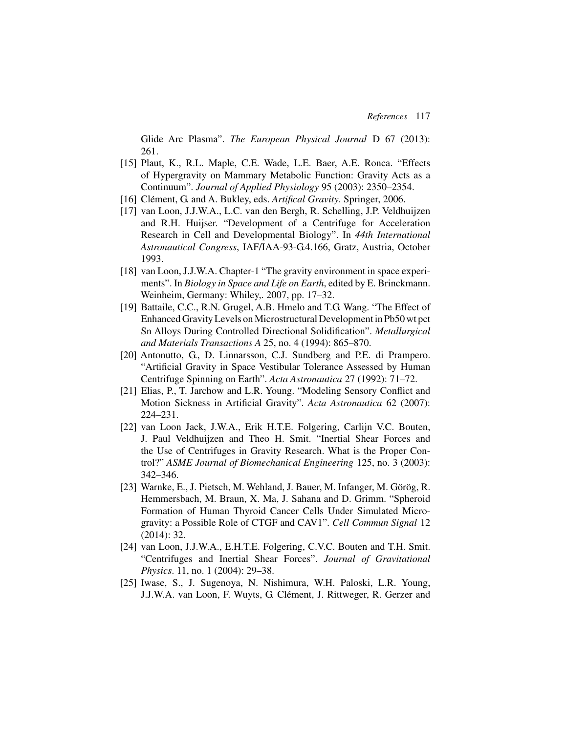Glide Arc Plasma". *The European Physical Journal* D 67 (2013): 261.

[15] Plaut, K., R.L. Maple, C.E. Wade, L.E. Baer, A.E. Ronca. "Effects of Hypergravity on Mammary Metabolic Function: Gravity Acts as a Continuum". *Journal of Applied Physiology* 95 (2003): 2350–2354.

[16] Clément, G. and A. Bukley, eds. *Artifical Gravity*. Springer, 2006.

[17] van Loon, J.J.W.A., L.C. van den Bergh, R. Schelling, J.P. Veldhuijzen and R.H. Huijser. "Development of a Centrifuge for Acceleration Research in Cell and Developmental Biology". In *44th International Astronautical Congress*, IAF/IAA-93-G.4.166, Gratz, Austria, October 1993.

[18] van Loon, J.J.W.A. Chapter-1 "The gravity environment in space experiments". In *Biology in Space and Life on Earth*, edited by E. Brinckmann. Weinheim, Germany: Whiley,. 2007, pp. 17–32.

[19] Battaile, C.C., R.N. Grugel, A.B. Hmelo and T.G. Wang. "The Effect of Enhanced Gravity Levels on Microstructural Development in Pb50 wt pct Sn Alloys During Controlled Directional Solidification". *Metallurgical and Materials Transactions A* 25, no. 4 (1994): 865–870.

[20] Antonutto, G., D. Linnarsson, C.J. Sundberg and P.E. di Prampero. "Artificial Gravity in Space Vestibular Tolerance Assessed by Human Centrifuge Spinning on Earth". *Acta Astronautica* 27 (1992): 71–72.

[21] Elias, P., T. Jarchow and L.R. Young. "Modeling Sensory Conflict and Motion Sickness in Artificial Gravity". *Acta Astronautica* 62 (2007): 224–231.

[22] van Loon Jack, J.W.A., Erik H.T.E. Folgering, Carlijn V.C. Bouten, J. Paul Veldhuijzen and Theo H. Smit. "Inertial Shear Forces and the Use of Centrifuges in Gravity Research. What is the Proper Control?" *ASME Journal of Biomechanical Engineering* 125, no. 3 (2003): 342–346.

[23] Warnke, E., J. Pietsch, M. Wehland, J. Bauer, M. Infanger, M. Görög, R. Hemmersbach, M. Braun, X. Ma, J. Sahana and D. Grimm. "Spheroid Formation of Human Thyroid Cancer Cells Under Simulated Microgravity: a Possible Role of CTGF and CAV1". *Cell Commun Signal* 12 (2014): 32.

[24] van Loon, J.J.W.A., E.H.T.E. Folgering, C.V.C. Bouten and T.H. Smit. "Centrifuges and Inertial Shear Forces". *Journal of Gravitational Physics*. 11, no. 1 (2004): 29–38.

[25] Iwase, S., J. Sugenoya, N. Nishimura, W.H. Paloski, L.R. Young, J.J.W.A. van Loon, F. Wuyts, G. Clément, J. Rittweger, R. Gerzer and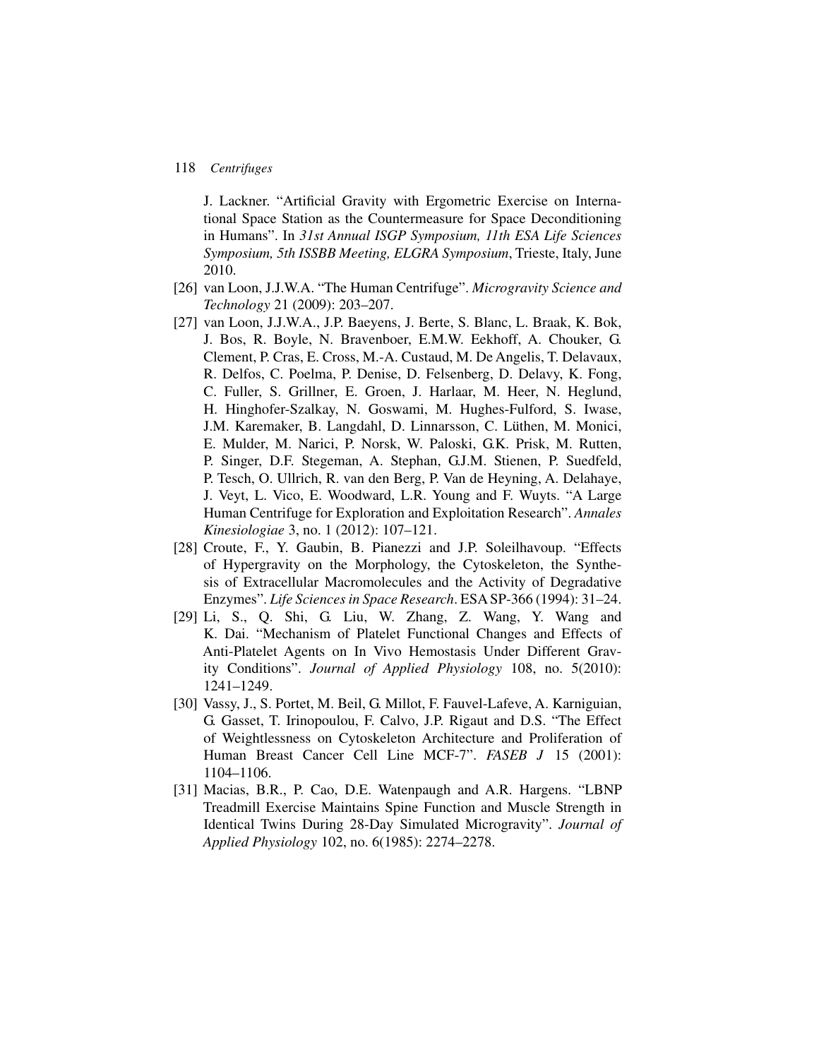J. Lackner. "Artificial Gravity with Ergometric Exercise on International Space Station as the Countermeasure for Space Deconditioning in Humans". In *31st Annual ISGP Symposium, 11th ESA Life Sciences Symposium, 5th ISSBB Meeting, ELGRA Symposium*, Trieste, Italy, June 2010.

[26] van Loon, J.J.W.A. "The Human Centrifuge". *Microgravity Science and Technology* 21 (2009): 203–207.

[27] van Loon, J.J.W.A., J.P. Baeyens, J. Berte, S. Blanc, L. Braak, K. Bok, J. Bos, R. Boyle, N. Bravenboer, E.M.W. Eekhoff, A. Chouker, G. Clement, P. Cras, E. Cross, M.-A. Custaud, M. De Angelis, T. Delavaux, R. Delfos, C. Poelma, P. Denise, D. Felsenberg, D. Delavy, K. Fong, C. Fuller, S. Grillner, E. Groen, J. Harlaar, M. Heer, N. Heglund, H. Hinghofer-Szalkay, N. Goswami, M. Hughes-Fulford, S. Iwase, J.M. Karemaker, B. Langdahl, D. Linnarsson, C. Lüthen, M. Monici, E. Mulder, M. Narici, P. Norsk, W. Paloski, G.K. Prisk, M. Rutten, P. Singer, D.F. Stegeman, A. Stephan, G.J.M. Stienen, P. Suedfeld, P. Tesch, O. Ullrich, R. van den Berg, P. Van de Heyning, A. Delahaye, J. Veyt, L. Vico, E. Woodward, L.R. Young and F. Wuyts. "A Large Human Centrifuge for Exploration and Exploitation Research". *Annales Kinesiologiae* 3, no. 1 (2012): 107–121.

[28] Croute, F., Y. Gaubin, B. Pianezzi and J.P. Soleilhavoup. "Effects of Hypergravity on the Morphology, the Cytoskeleton, the Synthesis of Extracellular Macromolecules and the Activity of Degradative Enzymes". *Life Sciences in Space Research*. ESA SP-366 (1994): 31–24.

[29] Li, S., Q. Shi, G. Liu, W. Zhang, Z. Wang, Y. Wang and K. Dai. "Mechanism of Platelet Functional Changes and Effects of Anti-Platelet Agents on In Vivo Hemostasis Under Different Gravity Conditions". *Journal of Applied Physiology* 108, no. 5(2010): 1241–1249.

[30] Vassy, J., S. Portet, M. Beil, G. Millot, F. Fauvel-Lafeve, A. Karniguian, G. Gasset, T. Irinopoulou, F. Calvo, J.P. Rigaut and D.S. "The Effect of Weightlessness on Cytoskeleton Architecture and Proliferation of Human Breast Cancer Cell Line MCF-7". *FASEB J* 15 (2001): 1104–1106.

[31] Macias, B.R., P. Cao, D.E. Watenpaugh and A.R. Hargens. "LBNP Treadmill Exercise Maintains Spine Function and Muscle Strength in Identical Twins During 28-Day Simulated Microgravity". *Journal of Applied Physiology* 102, no. 6(1985): 2274–2278.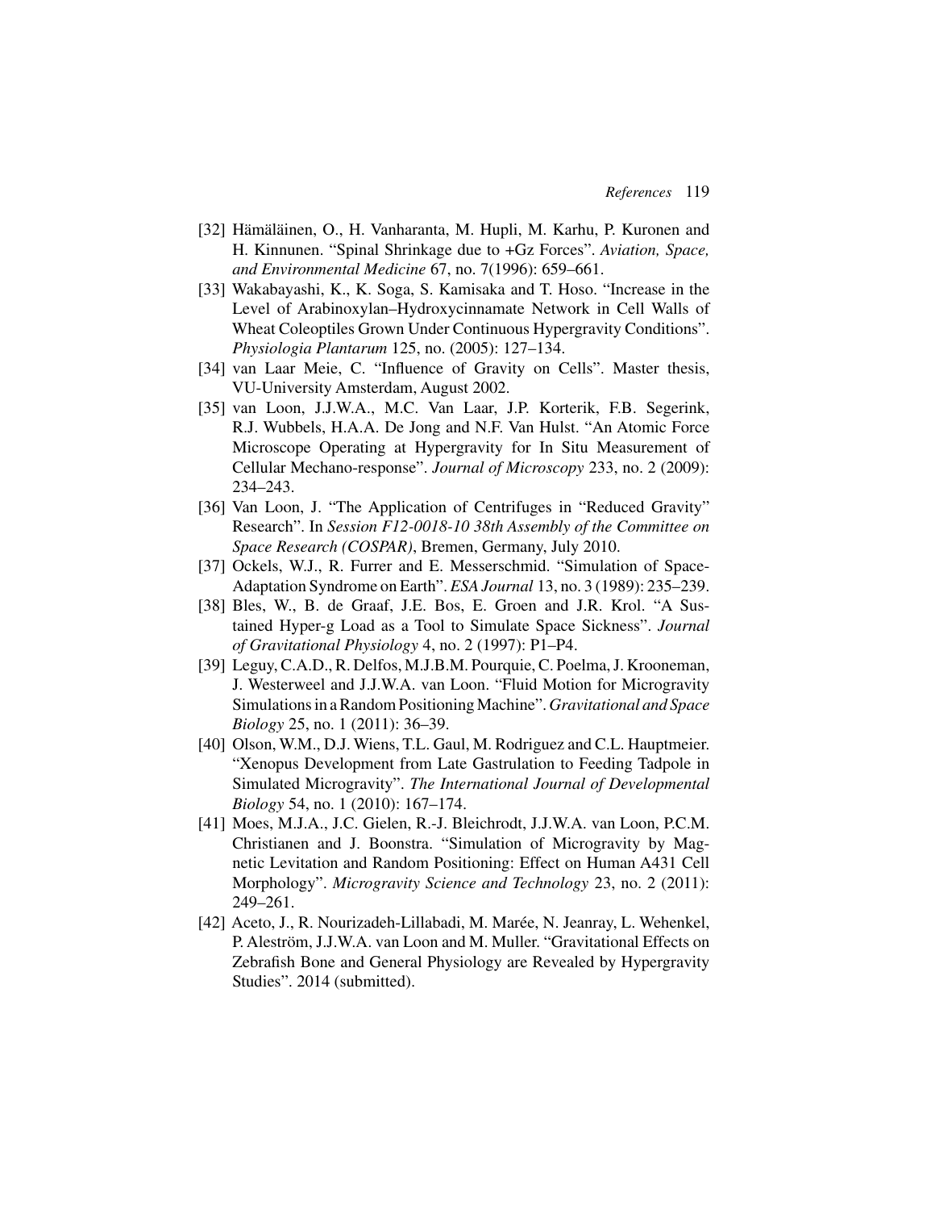[32] Hämäläinen, O., H. Vanharanta, M. Hupli, M. Karhu, P. Kuronen and H. Kinnunen. "Spinal Shrinkage due to +Gz Forces". *Aviation, Space, and Environmental Medicine* 67, no. 7(1996): 659–661.

[33] Wakabayashi, K., K. Soga, S. Kamisaka and T. Hoso. "Increase in the Level of Arabinoxylan–Hydroxycinnamate Network in Cell Walls of Wheat Coleoptiles Grown Under Continuous Hypergravity Conditions". *Physiologia Plantarum* 125, no. (2005): 127–134.

[34] van Laar Meie, C. "Influence of Gravity on Cells". Master thesis, VU-University Amsterdam, August 2002.

[35] van Loon, J.J.W.A., M.C. Van Laar, J.P. Korterik, F.B. Segerink, R.J. Wubbels, H.A.A. De Jong and N.F. Van Hulst. "An Atomic Force Microscope Operating at Hypergravity for In Situ Measurement of Cellular Mechano-response". *Journal of Microscopy* 233, no. 2 (2009): 234–243.

[36] Van Loon, J. "The Application of Centrifuges in "Reduced Gravity" Research". In *Session F12-0018-10 38th Assembly of the Committee on Space Research (COSPAR)*, Bremen, Germany, July 2010.

[37] Ockels, W.J., R. Furrer and E. Messerschmid. "Simulation of Space-Adaptation Syndrome on Earth". *ESA Journal* 13, no. 3 (1989): 235–239.

[38] Bles, W., B. de Graaf, J.E. Bos, E. Groen and J.R. Krol. "A Sustained Hyper-g Load as a Tool to Simulate Space Sickness". *Journal of Gravitational Physiology* 4, no. 2 (1997): P1–P4.

[39] Leguy, C.A.D., R. Delfos, M.J.B.M. Pourquie, C. Poelma, J. Krooneman, J. Westerweel and J.J.W.A. van Loon. "Fluid Motion for Microgravity Simulations in a Random Positioning Machine". *Gravitational and Space Biology* 25, no. 1 (2011): 36–39.

[40] Olson, W.M., D.J. Wiens, T.L. Gaul, M. Rodriguez and C.L. Hauptmeier. "Xenopus Development from Late Gastrulation to Feeding Tadpole in Simulated Microgravity". *The International Journal of Developmental Biology* 54, no. 1 (2010): 167–174.

[41] Moes, M.J.A., J.C. Gielen, R.-J. Bleichrodt, J.J.W.A. van Loon, P.C.M. Christianen and J. Boonstra. "Simulation of Microgravity by Magnetic Levitation and Random Positioning: Effect on Human A431 Cell Morphology". *Microgravity Science and Technology* 23, no. 2 (2011): 249–261.

[42] Aceto, J., R. Nourizadeh-Lillabadi, M. Marée, N. Jeanray, L. Wehenkel, P. Aleström, J.J.W.A. van Loon and M. Muller. "Gravitational Effects on Zebrafish Bone and General Physiology are Revealed by Hypergravity Studies". 2014 (submitted).